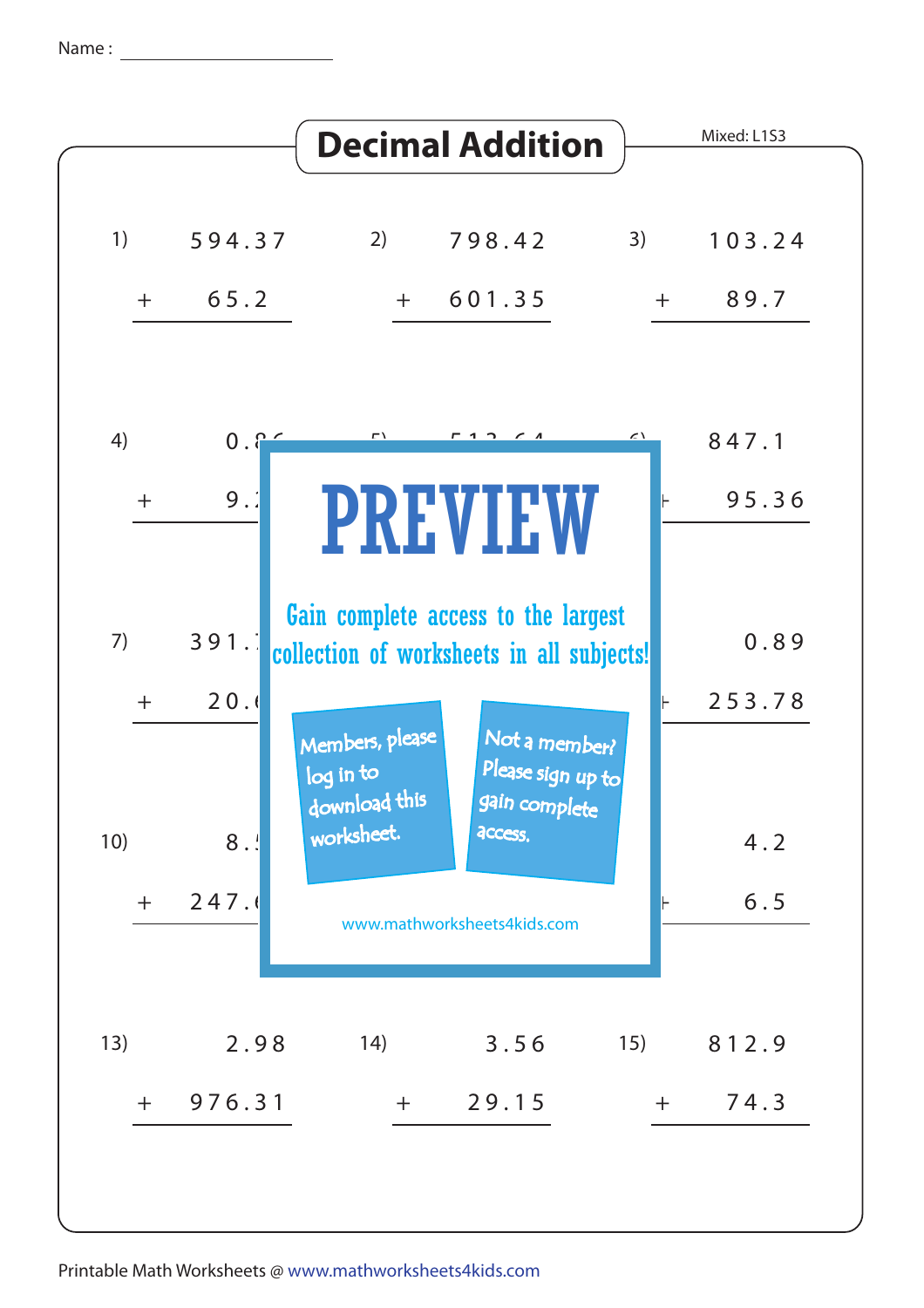Name : ____________________

# Decimal Addition

Mixed: L1S3

1) $594.37 + 65.2$

2) $798.42 + 601.35$

3) $103.24 + 89.7$

4) $0.8\ldots + 9.\ldots$

5) $51\ldots$

6) $847.1 + 95.36$

7) $391.\ldots + 20.\ldots$

9) $0.89 + 253.78$

10) $8.\ldots + 247.\ldots$

12) $4.2 + 6.5$

13) $2.98 + 976.31$

14) $3.56 + 29.15$

15) $812.9 + 74.3$

PREVIEW

Gain complete access to the largest collection of worksheets in all subjects!

Members, please log in to download this worksheet.

Not a member? Please sign up to gain complete access.

www.mathworksheets4kids.com

Printable Math Worksheets @ www.mathworksheets4kids.com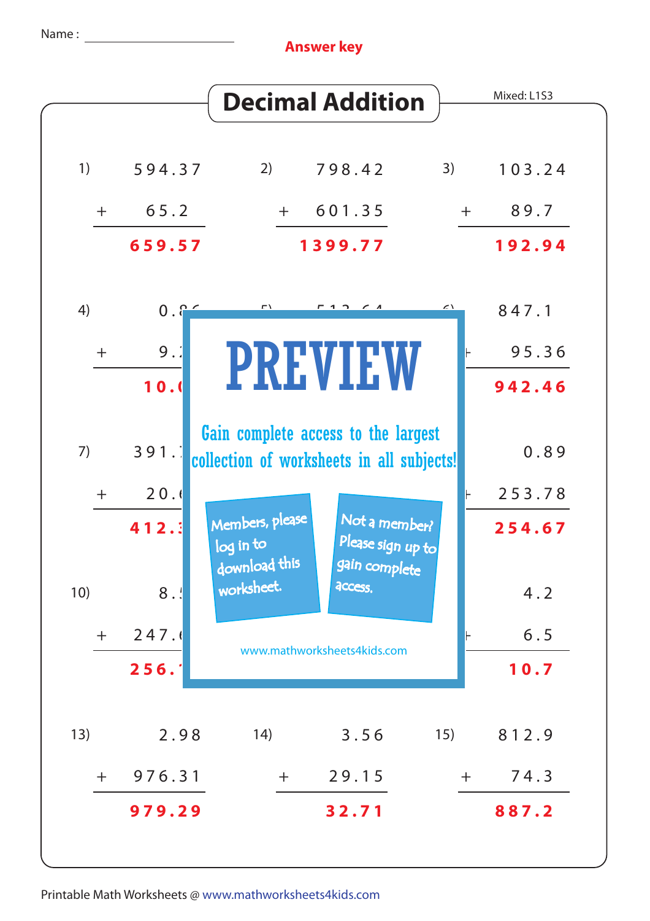Name :

**Answer key**

# Decimal Addition

Mixed: L1S3

1) 594.37 + 65.2 = **659.57**

2) 798.42 + 601.35 = **1399.77**

3) 103.24 + 89.7 = **192.94**

4) 0.8 + 9. = **10.**

6) 847.1 + 95.36 = **942.46**

7) 391. + 20. = **412.**

9) 0.89 + 253.78 = **254.67**

10) 8. + 247. = **256.**

12) 4.2 + 6.5 = **10.7**

13) 2.98 + 976.31 = **979.29**

14) 3.56 + 29.15 = **32.71**

15) 812.9 + 74.3 = **887.2**

PREVIEW

Gain complete access to the largest collection of worksheets in all subjects!

Members, please log in to download this worksheet.

Not a member? Please sign up to gain complete access.

www.mathworksheets4kids.com

Printable Math Worksheets @ www.mathworksheets4kids.com